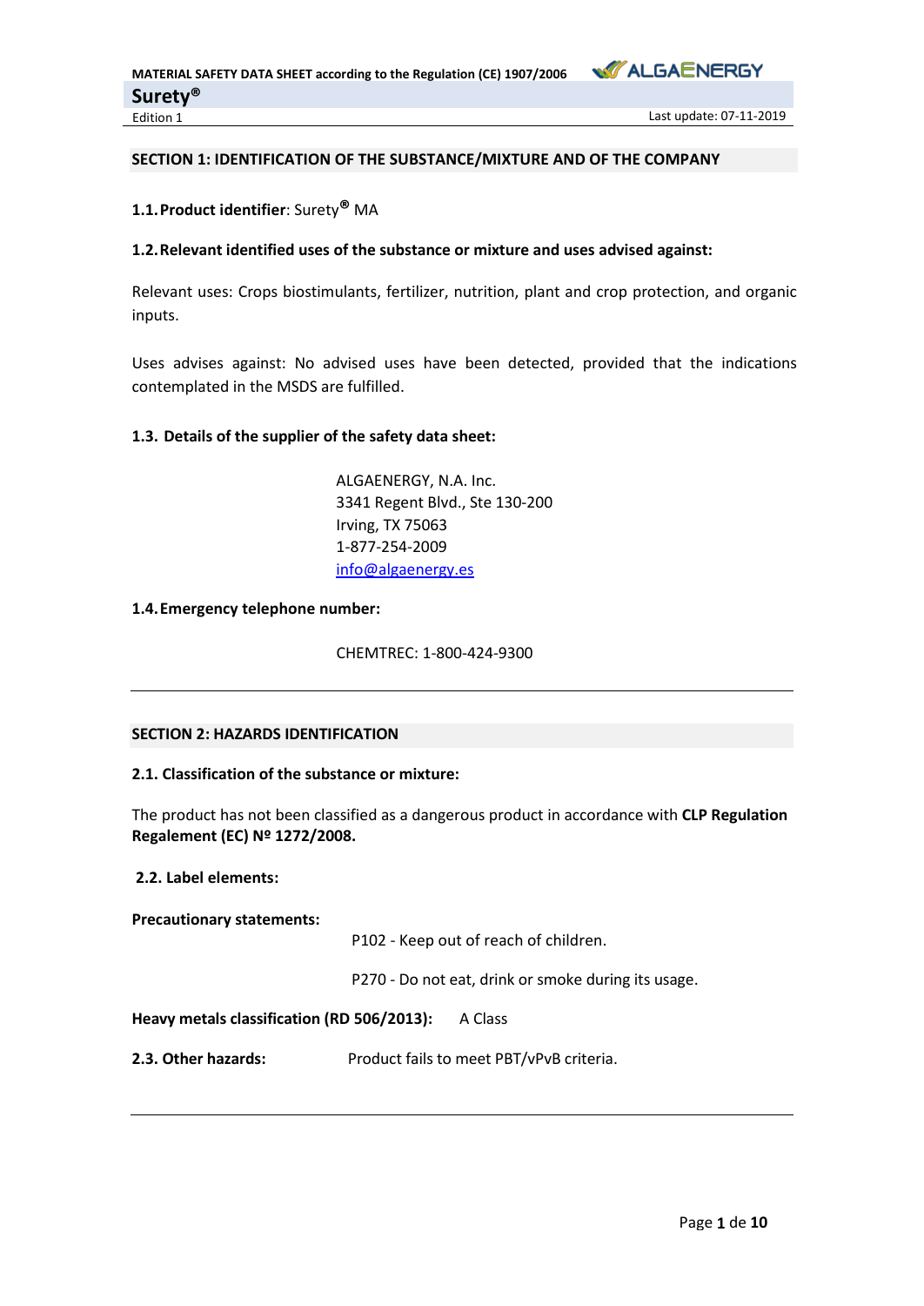## SECTION 1: IDENTIFICATION OF THE SUBSTANCE/MIXTURE AND OF THE COMPANY

**1.1. Product identifier**: Surety® MA

**1.2. Relevant identified uses of the substance or mixture and uses advised against:**

Relevant uses: Crops biostimulants, fertilizer, nutrition, plant and crop protection, and organic inputs.

Uses advises against: No advised uses have been detected, provided that the indications contemplated in the MSDS are fulfilled.

**1.3. Details of the supplier of the safety data sheet:**

ALGAENERGY, N.A. Inc.
3341 Regent Blvd., Ste 130-200
Irving, TX 75063
1-877-254-2009
info@algaenergy.es

**1.4. Emergency telephone number:**

CHEMTREC: 1-800-424-9300

---

## SECTION 2: HAZARDS IDENTIFICATION

**2.1. Classification of the substance or mixture:**

The product has not been classified as a dangerous product in accordance with **CLP Regulation Regalement (EC) Nº 1272/2008.**

**2.2. Label elements:**

**Precautionary statements:**

P102 - Keep out of reach of children.

P270 - Do not eat, drink or smoke during its usage.

**Heavy metals classification (RD 506/2013):** A Class

**2.3. Other hazards:** Product fails to meet PBT/vPvB criteria.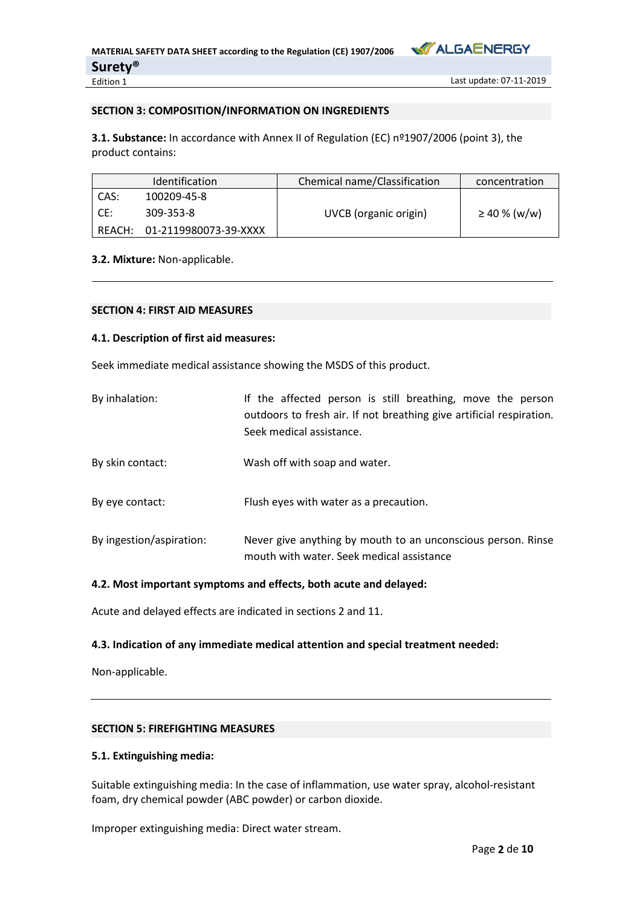## SECTION 3: COMPOSITION/INFORMATION ON INGREDIENTS

**3.1. Substance:** In accordance with Annex II of Regulation (EC) nº1907/2006 (point 3), the product contains:

| Identification | | Chemical name/Classification | concentration |
|---|---|---|---|
| CAS: | 100209-45-8 | UVCB (organic origin) | ≥ 40 % (w/w) |
| CE: | 309-353-8 | | |
| REACH: | 01-2119980073-39-XXXX | | |

**3.2. Mixture:** Non-applicable.

## SECTION 4: FIRST AID MEASURES

### 4.1. Description of first aid measures:

Seek immediate medical assistance showing the MSDS of this product.

By inhalation: If the affected person is still breathing, move the person outdoors to fresh air. If not breathing give artificial respiration. Seek medical assistance.

By skin contact: Wash off with soap and water.

By eye contact: Flush eyes with water as a precaution.

By ingestion/aspiration: Never give anything by mouth to an unconscious person. Rinse mouth with water. Seek medical assistance

### 4.2. Most important symptoms and effects, both acute and delayed:

Acute and delayed effects are indicated in sections 2 and 11.

### 4.3. Indication of any immediate medical attention and special treatment needed:

Non-applicable.

## SECTION 5: FIREFIGHTING MEASURES

### 5.1. Extinguishing media:

Suitable extinguishing media: In the case of inflammation, use water spray, alcohol-resistant foam, dry chemical powder (ABC powder) or carbon dioxide.

Improper extinguishing media: Direct water stream.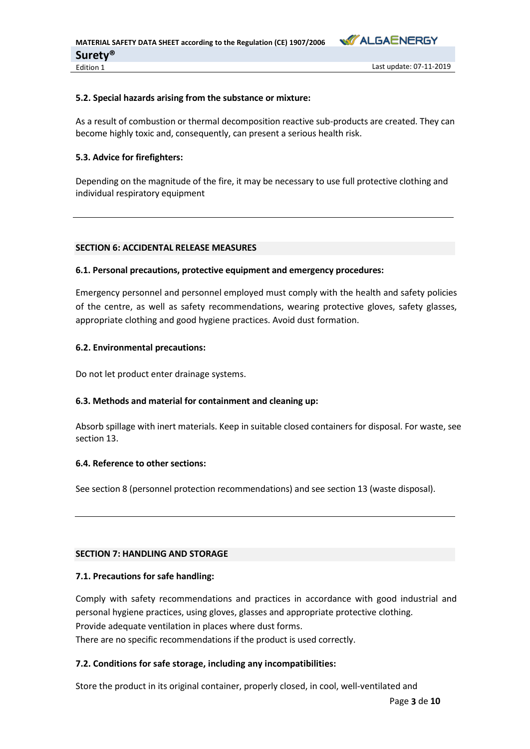#### 5.2. Special hazards arising from the substance or mixture:

As a result of combustion or thermal decomposition reactive sub-products are created. They can become highly toxic and, consequently, can present a serious health risk.

#### 5.3. Advice for firefighters:

Depending on the magnitude of the fire, it may be necessary to use full protective clothing and individual respiratory equipment

---

### SECTION 6: ACCIDENTAL RELEASE MEASURES

#### 6.1. Personal precautions, protective equipment and emergency procedures:

Emergency personnel and personnel employed must comply with the health and safety policies of the centre, as well as safety recommendations, wearing protective gloves, safety glasses, appropriate clothing and good hygiene practices. Avoid dust formation.

#### 6.2. Environmental precautions:

Do not let product enter drainage systems.

#### 6.3. Methods and material for containment and cleaning up:

Absorb spillage with inert materials. Keep in suitable closed containers for disposal. For waste, see section 13.

#### 6.4. Reference to other sections:

See section 8 (personnel protection recommendations) and see section 13 (waste disposal).

---

### SECTION 7: HANDLING AND STORAGE

#### 7.1. Precautions for safe handling:

Comply with safety recommendations and practices in accordance with good industrial and personal hygiene practices, using gloves, glasses and appropriate protective clothing.
Provide adequate ventilation in places where dust forms.
There are no specific recommendations if the product is used correctly.

#### 7.2. Conditions for safe storage, including any incompatibilities:

Store the product in its original container, properly closed, in cool, well-ventilated and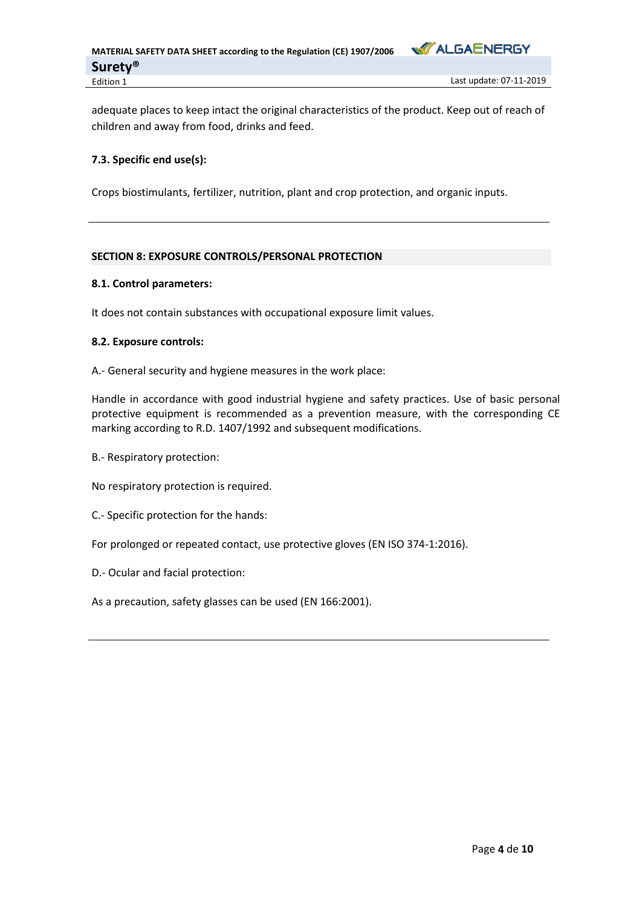adequate places to keep intact the original characteristics of the product. Keep out of reach of children and away from food, drinks and feed.

### 7.3. Specific end use(s):

Crops biostimulants, fertilizer, nutrition, plant and crop protection, and organic inputs.

---

## SECTION 8: EXPOSURE CONTROLS/PERSONAL PROTECTION

### 8.1. Control parameters:

It does not contain substances with occupational exposure limit values.

### 8.2. Exposure controls:

A.- General security and hygiene measures in the work place:

Handle in accordance with good industrial hygiene and safety practices. Use of basic personal protective equipment is recommended as a prevention measure, with the corresponding CE marking according to R.D. 1407/1992 and subsequent modifications.

B.- Respiratory protection:

No respiratory protection is required.

C.- Specific protection for the hands:

For prolonged or repeated contact, use protective gloves (EN ISO 374-1:2016).

D.- Ocular and facial protection:

As a precaution, safety glasses can be used (EN 166:2001).

---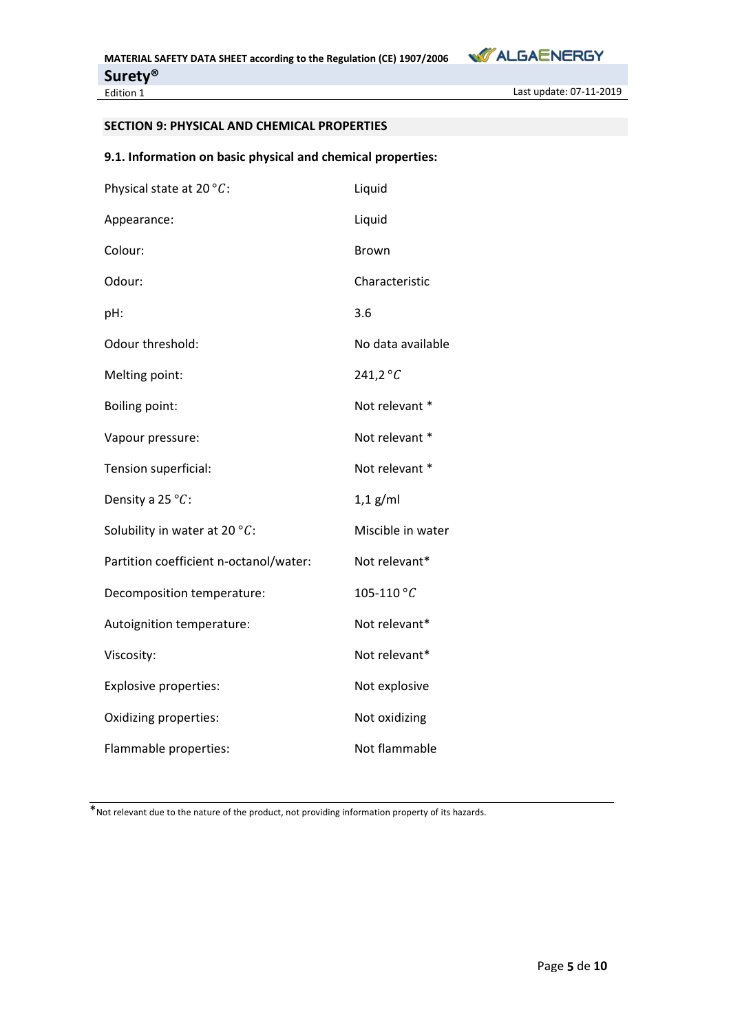## SECTION 9: PHYSICAL AND CHEMICAL PROPERTIES

### 9.1. Information on basic physical and chemical properties:

| | |
|---|---|
| Physical state at 20 °C: | Liquid |
| Appearance: | Liquid |
| Colour: | Brown |
| Odour: | Characteristic |
| pH: | 3.6 |
| Odour threshold: | No data available |
| Melting point: | 241,2 °C |
| Boiling point: | Not relevant * |
| Vapour pressure: | Not relevant * |
| Tension superficial: | Not relevant * |
| Density a 25 °C: | 1,1 g/ml |
| Solubility in water at 20 °C: | Miscible in water |
| Partition coefficient n-octanol/water: | Not relevant* |
| Decomposition temperature: | 105-110 °C |
| Autoignition temperature: | Not relevant* |
| Viscosity: | Not relevant* |
| Explosive properties: | Not explosive |
| Oxidizing properties: | Not oxidizing |
| Flammable properties: | Not flammable |

*Not relevant due to the nature of the product, not providing information property of its hazards.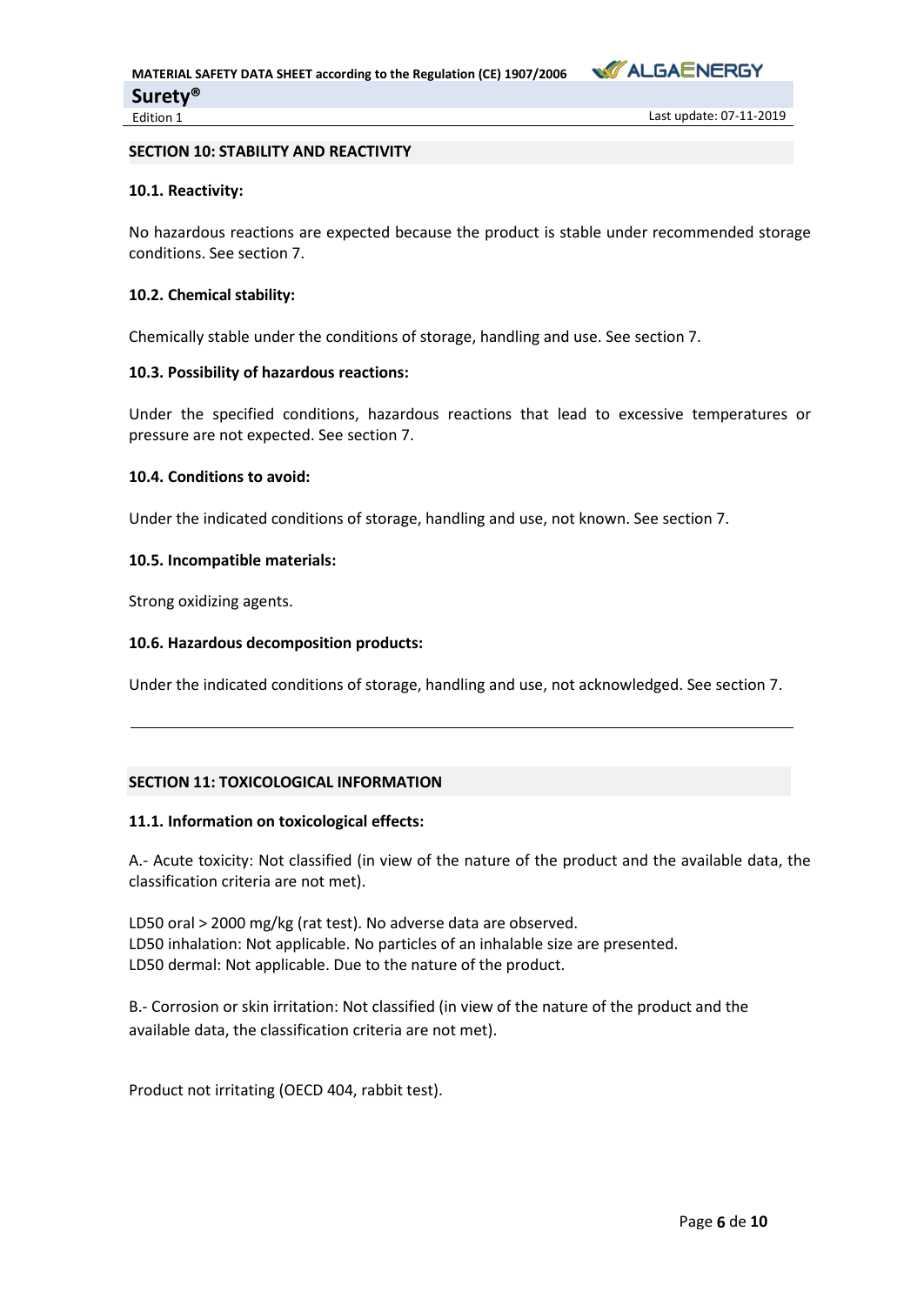## SECTION 10: STABILITY AND REACTIVITY

### 10.1. Reactivity:

No hazardous reactions are expected because the product is stable under recommended storage conditions. See section 7.

### 10.2. Chemical stability:

Chemically stable under the conditions of storage, handling and use. See section 7.

### 10.3. Possibility of hazardous reactions:

Under the specified conditions, hazardous reactions that lead to excessive temperatures or pressure are not expected. See section 7.

### 10.4. Conditions to avoid:

Under the indicated conditions of storage, handling and use, not known. See section 7.

### 10.5. Incompatible materials:

Strong oxidizing agents.

### 10.6. Hazardous decomposition products:

Under the indicated conditions of storage, handling and use, not acknowledged. See section 7.

---

## SECTION 11: TOXICOLOGICAL INFORMATION

### 11.1. Information on toxicological effects:

A.- Acute toxicity: Not classified (in view of the nature of the product and the available data, the classification criteria are not met).

LD50 oral > 2000 mg/kg (rat test). No adverse data are observed.
LD50 inhalation: Not applicable. No particles of an inhalable size are presented.
LD50 dermal: Not applicable. Due to the nature of the product.

B.- Corrosion or skin irritation: Not classified (in view of the nature of the product and the available data, the classification criteria are not met).

Product not irritating (OECD 404, rabbit test).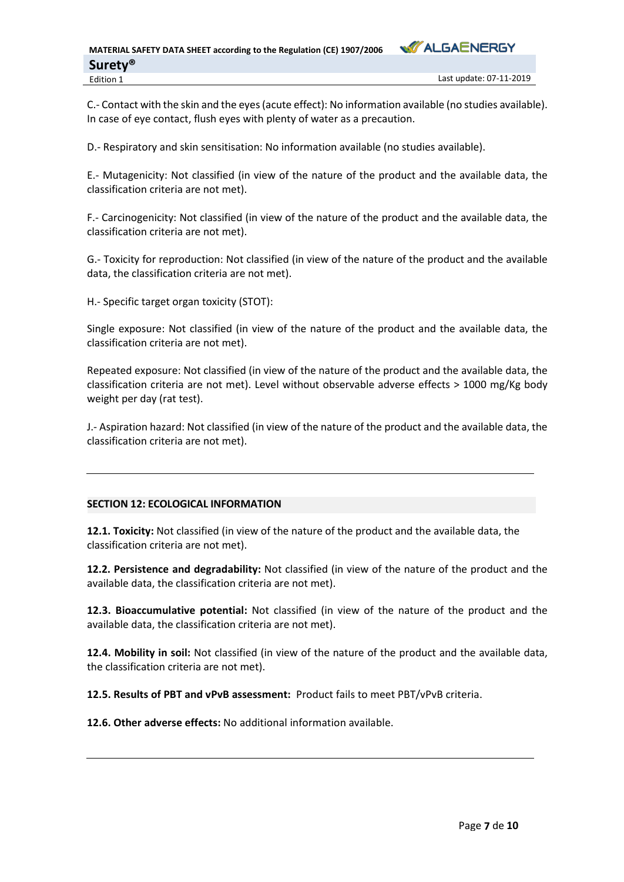C.- Contact with the skin and the eyes (acute effect): No information available (no studies available). In case of eye contact, flush eyes with plenty of water as a precaution.

D.- Respiratory and skin sensitisation: No information available (no studies available).

E.- Mutagenicity: Not classified (in view of the nature of the product and the available data, the classification criteria are not met).

F.- Carcinogenicity: Not classified (in view of the nature of the product and the available data, the classification criteria are not met).

G.- Toxicity for reproduction: Not classified (in view of the nature of the product and the available data, the classification criteria are not met).

H.- Specific target organ toxicity (STOT):

Single exposure: Not classified (in view of the nature of the product and the available data, the classification criteria are not met).

Repeated exposure: Not classified (in view of the nature of the product and the available data, the classification criteria are not met). Level without observable adverse effects > 1000 mg/Kg body weight per day (rat test).

J.- Aspiration hazard: Not classified (in view of the nature of the product and the available data, the classification criteria are not met).

---

## SECTION 12: ECOLOGICAL INFORMATION

**12.1. Toxicity:** Not classified (in view of the nature of the product and the available data, the classification criteria are not met).

**12.2. Persistence and degradability:** Not classified (in view of the nature of the product and the available data, the classification criteria are not met).

**12.3. Bioaccumulative potential:** Not classified (in view of the nature of the product and the available data, the classification criteria are not met).

**12.4. Mobility in soil:** Not classified (in view of the nature of the product and the available data, the classification criteria are not met).

**12.5. Results of PBT and vPvB assessment:** Product fails to meet PBT/vPvB criteria.

**12.6. Other adverse effects:** No additional information available.

---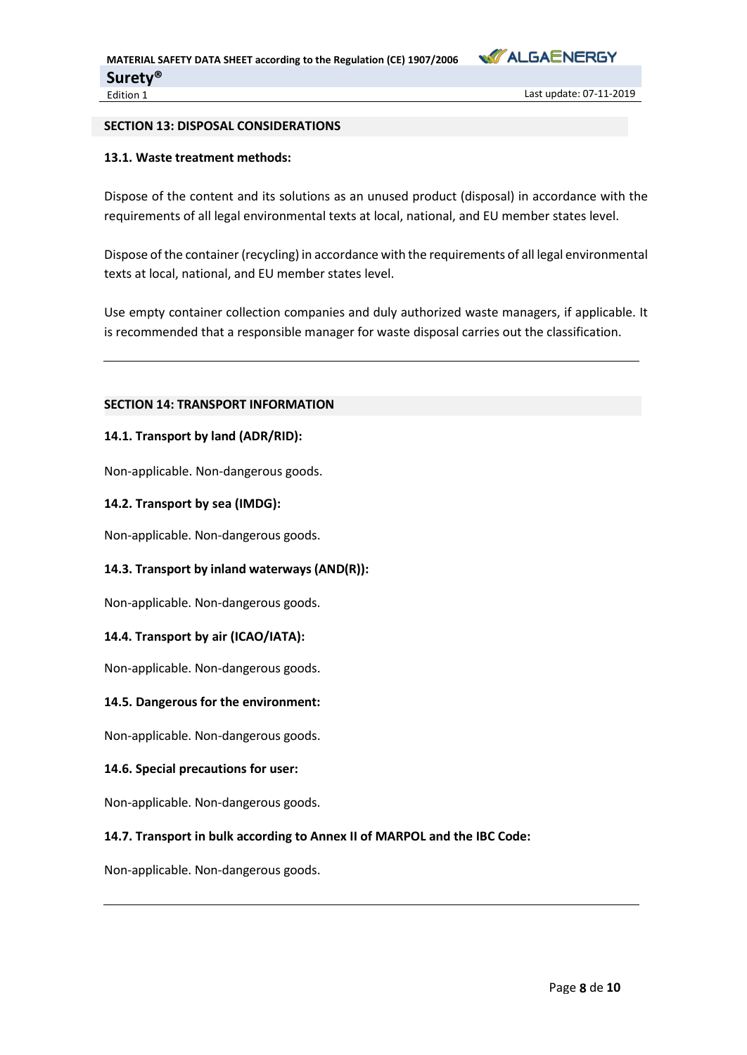## SECTION 13: DISPOSAL CONSIDERATIONS

### 13.1. Waste treatment methods:

Dispose of the content and its solutions as an unused product (disposal) in accordance with the requirements of all legal environmental texts at local, national, and EU member states level.

Dispose of the container (recycling) in accordance with the requirements of all legal environmental texts at local, national, and EU member states level.

Use empty container collection companies and duly authorized waste managers, if applicable. It is recommended that a responsible manager for waste disposal carries out the classification.

---

## SECTION 14: TRANSPORT INFORMATION

### 14.1. Transport by land (ADR/RID):

Non-applicable. Non-dangerous goods.

### 14.2. Transport by sea (IMDG):

Non-applicable. Non-dangerous goods.

### 14.3. Transport by inland waterways (AND(R)):

Non-applicable. Non-dangerous goods.

### 14.4. Transport by air (ICAO/IATA):

Non-applicable. Non-dangerous goods.

### 14.5. Dangerous for the environment:

Non-applicable. Non-dangerous goods.

### 14.6. Special precautions for user:

Non-applicable. Non-dangerous goods.

### 14.7. Transport in bulk according to Annex II of MARPOL and the IBC Code:

Non-applicable. Non-dangerous goods.

---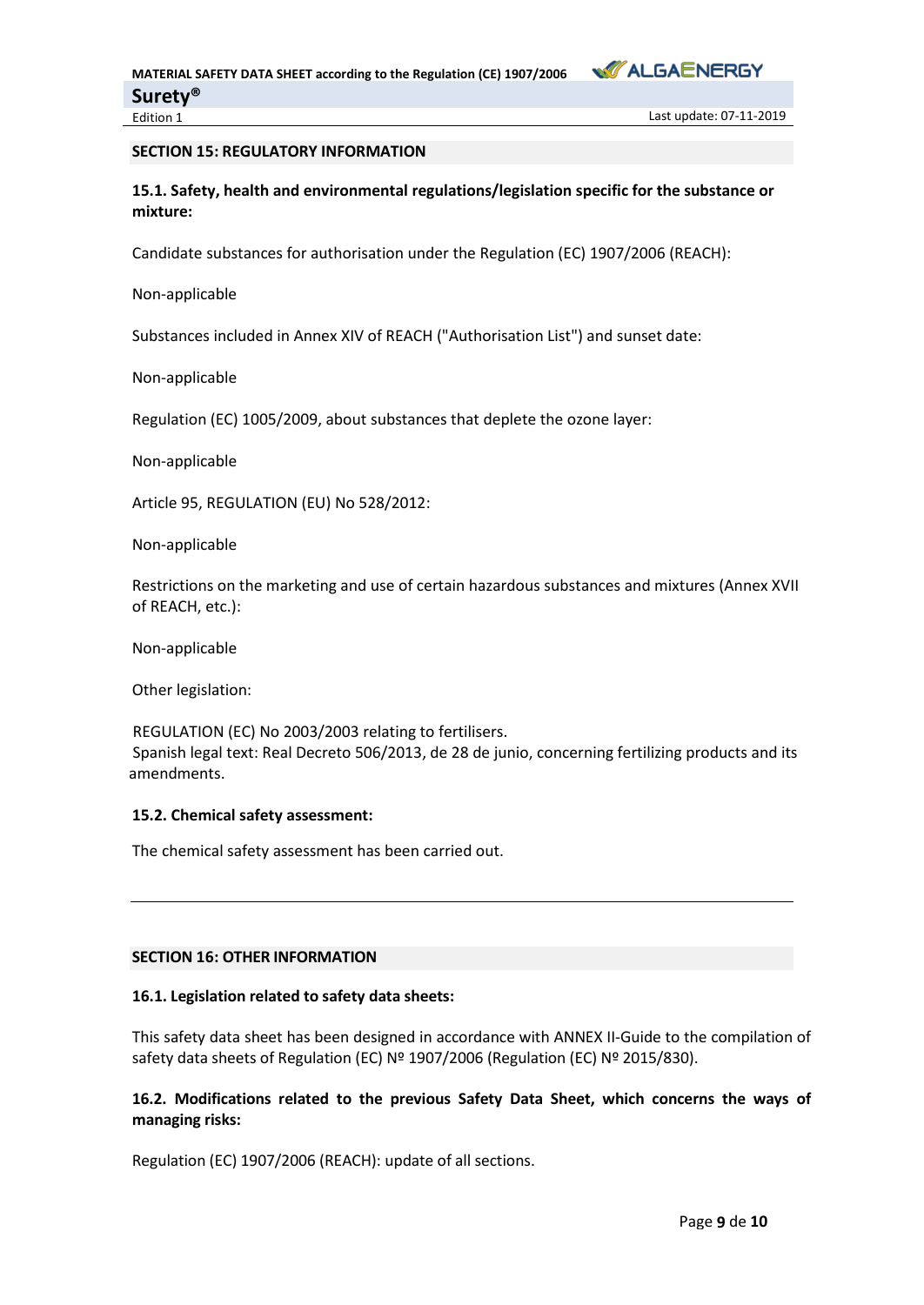## SECTION 15: REGULATORY INFORMATION

### 15.1. Safety, health and environmental regulations/legislation specific for the substance or mixture:

Candidate substances for authorisation under the Regulation (EC) 1907/2006 (REACH):

Non-applicable

Substances included in Annex XIV of REACH ("Authorisation List") and sunset date:

Non-applicable

Regulation (EC) 1005/2009, about substances that deplete the ozone layer:

Non-applicable

Article 95, REGULATION (EU) No 528/2012:

Non-applicable

Restrictions on the marketing and use of certain hazardous substances and mixtures (Annex XVII of REACH, etc.):

Non-applicable

Other legislation:

REGULATION (EC) No 2003/2003 relating to fertilisers.
Spanish legal text: Real Decreto 506/2013, de 28 de junio, concerning fertilizing products and its amendments.

### 15.2. Chemical safety assessment:

The chemical safety assessment has been carried out.

---

## SECTION 16: OTHER INFORMATION

### 16.1. Legislation related to safety data sheets:

This safety data sheet has been designed in accordance with ANNEX II-Guide to the compilation of safety data sheets of Regulation (EC) Nº 1907/2006 (Regulation (EC) Nº 2015/830).

### 16.2. Modifications related to the previous Safety Data Sheet, which concerns the ways of managing risks:

Regulation (EC) 1907/2006 (REACH): update of all sections.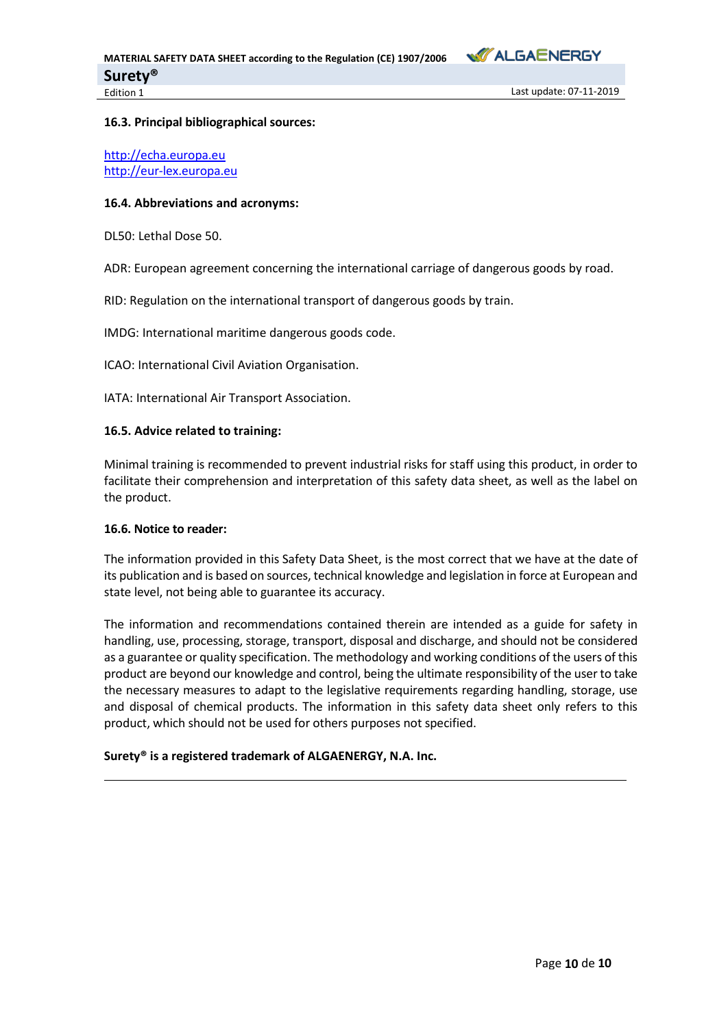**16.3. Principal bibliographical sources:**

http://echa.europa.eu
http://eur-lex.europa.eu

**16.4. Abbreviations and acronyms:**

DL50: Lethal Dose 50.

ADR: European agreement concerning the international carriage of dangerous goods by road.

RID: Regulation on the international transport of dangerous goods by train.

IMDG: International maritime dangerous goods code.

ICAO: International Civil Aviation Organisation.

IATA: International Air Transport Association.

**16.5. Advice related to training:**

Minimal training is recommended to prevent industrial risks for staff using this product, in order to facilitate their comprehension and interpretation of this safety data sheet, as well as the label on the product.

**16.6. Notice to reader:**

The information provided in this Safety Data Sheet, is the most correct that we have at the date of its publication and is based on sources, technical knowledge and legislation in force at European and state level, not being able to guarantee its accuracy.

The information and recommendations contained therein are intended as a guide for safety in handling, use, processing, storage, transport, disposal and discharge, and should not be considered as a guarantee or quality specification. The methodology and working conditions of the users of this product are beyond our knowledge and control, being the ultimate responsibility of the user to take the necessary measures to adapt to the legislative requirements regarding handling, storage, use and disposal of chemical products. The information in this safety data sheet only refers to this product, which should not be used for others purposes not specified.

**Surety® is a registered trademark of ALGAENERGY, N.A. Inc.**